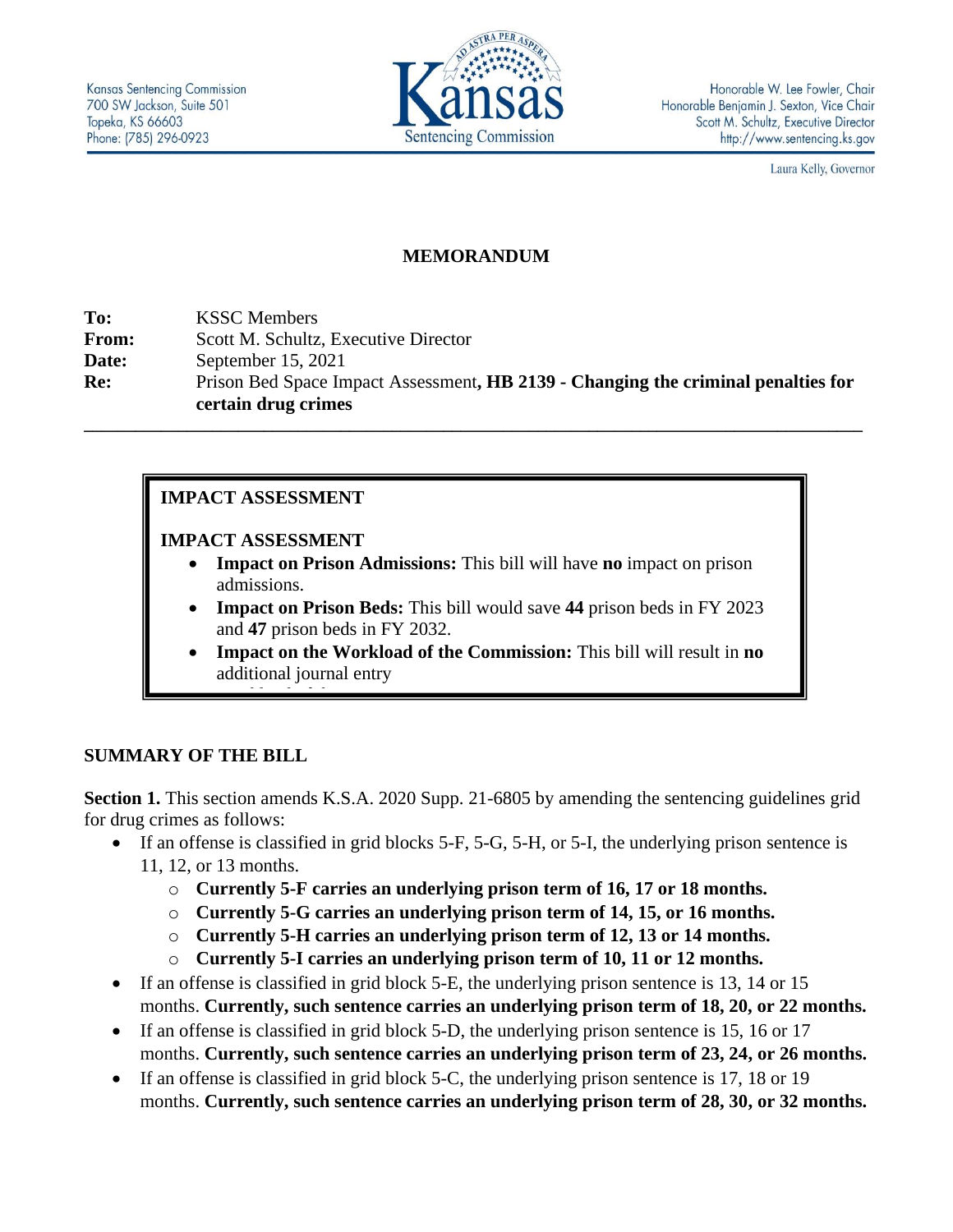Kansas Sentencing Commission
700 SW Jackson, Suite 501
Topeka, KS 66603
Phone: (785) 296-0923

Kansas Sentencing Commission

Honorable W. Lee Fowler, Chair
Honorable Benjamin J. Sexton, Vice Chair
Scott M. Schultz, Executive Director
http://www.sentencing.ks.gov

Laura Kelly, Governor

# MEMORANDUM

**To:** KSSC Members
**From:** Scott M. Schultz, Executive Director
**Date:** September 15, 2021
**Re:** Prison Bed Space Impact Assessment**, HB 2139 - Changing the criminal penalties for certain drug crimes**

---

**IMPACT ASSESSMENT**

**IMPACT ASSESSMENT**

- **Impact on Prison Admissions:** This bill will have **no** impact on prison admissions.
- **Impact on Prison Beds:** This bill would save **44** prison beds in FY 2023 and **47** prison beds in FY 2032.
- **Impact on the Workload of the Commission:** This bill will result in **no** additional journal entry

## SUMMARY OF THE BILL

**Section 1.** This section amends K.S.A. 2020 Supp. 21-6805 by amending the sentencing guidelines grid for drug crimes as follows:

- If an offense is classified in grid blocks 5-F, 5-G, 5-H, or 5-I, the underlying prison sentence is 11, 12, or 13 months.
  - **Currently 5-F carries an underlying prison term of 16, 17 or 18 months.**
  - **Currently 5-G carries an underlying prison term of 14, 15, or 16 months.**
  - **Currently 5-H carries an underlying prison term of 12, 13 or 14 months.**
  - **Currently 5-I carries an underlying prison term of 10, 11 or 12 months.**
- If an offense is classified in grid block 5-E, the underlying prison sentence is 13, 14 or 15 months. **Currently, such sentence carries an underlying prison term of 18, 20, or 22 months.**
- If an offense is classified in grid block 5-D, the underlying prison sentence is 15, 16 or 17 months. **Currently, such sentence carries an underlying prison term of 23, 24, or 26 months.**
- If an offense is classified in grid block 5-C, the underlying prison sentence is 17, 18 or 19 months. **Currently, such sentence carries an underlying prison term of 28, 30, or 32 months.**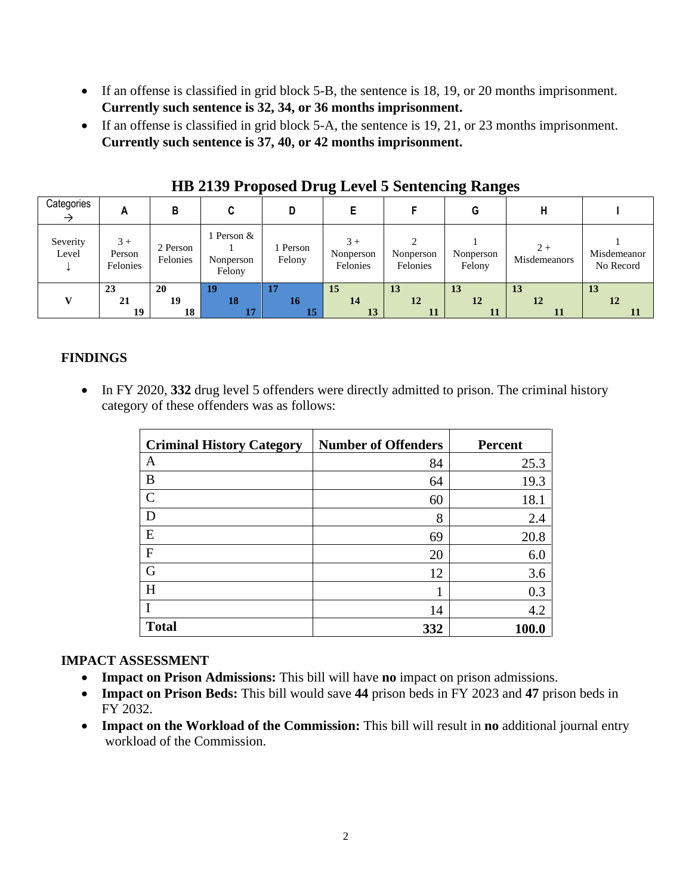- If an offense is classified in grid block 5-B, the sentence is 18, 19, or 20 months imprisonment. **Currently such sentence is 32, 34, or 36 months imprisonment.**
- If an offense is classified in grid block 5-A, the sentence is 19, 21, or 23 months imprisonment. **Currently such sentence is 37, 40, or 42 months imprisonment.**

## HB 2139 Proposed Drug Level 5 Sentencing Ranges

| Categories → | A | B | C | D | E | F | G | H | I |
|---|---|---|---|---|---|---|---|---|---|
| Severity Level ↓ | 3 + Person Felonies | 2 Person Felonies | 1 Person & 1 Nonperson Felony | 1 Person Felony | 3 + Nonperson Felonies | 2 Nonperson Felonies | 1 Nonperson Felony | 2 + Misdemeanors | 1 Misdemeanor No Record |
| V | **23** **21** **19** | **20** **19** **18** | **19** **18** **17** | **17** **16** **15** | **15** **14** **13** | **13** **12** **11** | **13** **12** **11** | **13** **12** **11** | **13** **12** **11** |

### FINDINGS

- In FY 2020, **332** drug level 5 offenders were directly admitted to prison. The criminal history category of these offenders was as follows:

| Criminal History Category | Number of Offenders | Percent |
|---|---|---|
| A | 84 | 25.3 |
| B | 64 | 19.3 |
| C | 60 | 18.1 |
| D | 8 | 2.4 |
| E | 69 | 20.8 |
| F | 20 | 6.0 |
| G | 12 | 3.6 |
| H | 1 | 0.3 |
| I | 14 | 4.2 |
| **Total** | **332** | **100.0** |

### IMPACT ASSESSMENT

- **Impact on Prison Admissions:** This bill will have **no** impact on prison admissions.
- **Impact on Prison Beds:** This bill would save **44** prison beds in FY 2023 and **47** prison beds in FY 2032.
- **Impact on the Workload of the Commission:** This bill will result in **no** additional journal entry workload of the Commission.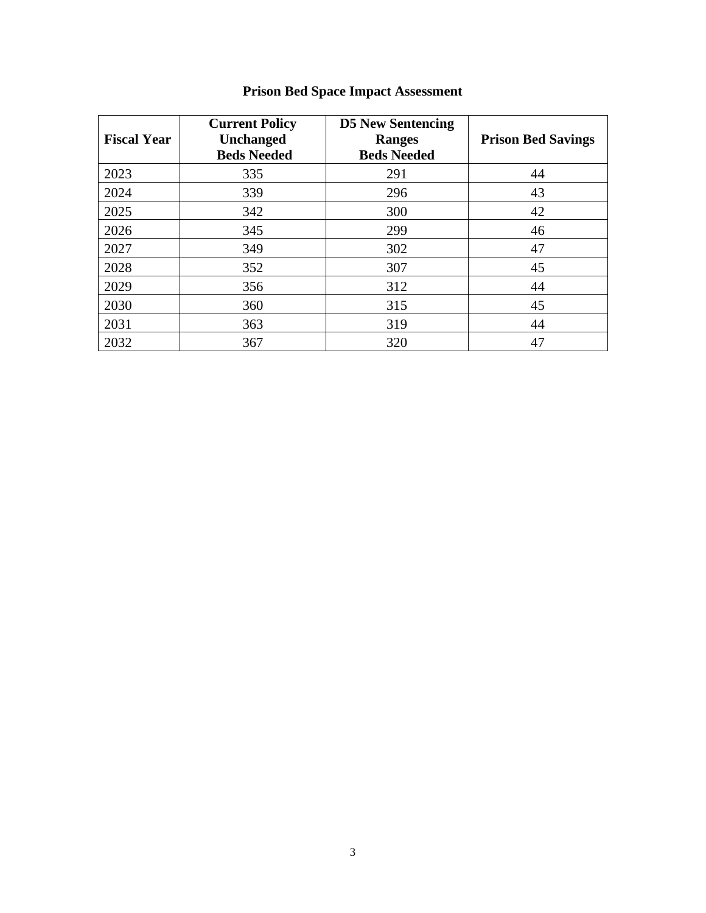**Prison Bed Space Impact Assessment**

| Fiscal Year | Current Policy Unchanged Beds Needed | D5 New Sentencing Ranges Beds Needed | Prison Bed Savings |
|---|---|---|---|
| 2023 | 335 | 291 | 44 |
| 2024 | 339 | 296 | 43 |
| 2025 | 342 | 300 | 42 |
| 2026 | 345 | 299 | 46 |
| 2027 | 349 | 302 | 47 |
| 2028 | 352 | 307 | 45 |
| 2029 | 356 | 312 | 44 |
| 2030 | 360 | 315 | 45 |
| 2031 | 363 | 319 | 44 |
| 2032 | 367 | 320 | 47 |